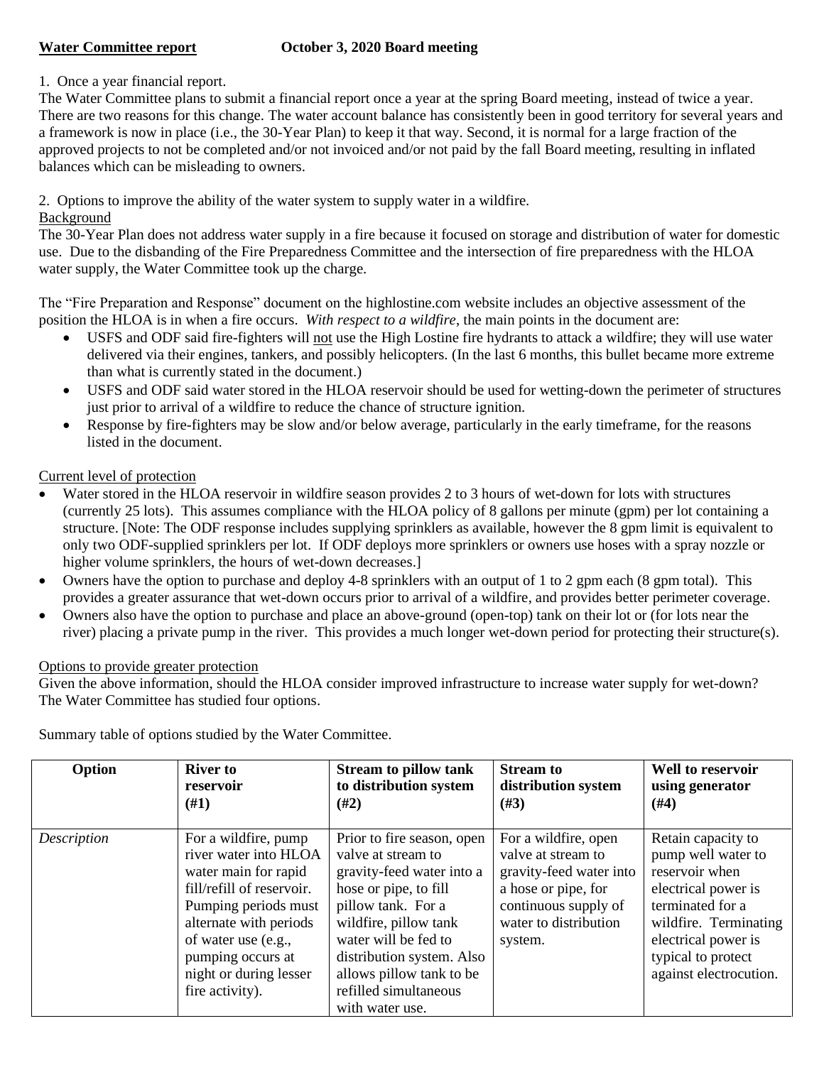**Water Committee report** **October 3, 2020 Board meeting**

1. Once a year financial report.

The Water Committee plans to submit a financial report once a year at the spring Board meeting, instead of twice a year. There are two reasons for this change. The water account balance has consistently been in good territory for several years and a framework is now in place (i.e., the 30-Year Plan) to keep it that way. Second, it is normal for a large fraction of the approved projects to not be completed and/or not invoiced and/or not paid by the fall Board meeting, resulting in inflated balances which can be misleading to owners.

2. Options to improve the ability of the water system to supply water in a wildfire.

Background

The 30-Year Plan does not address water supply in a fire because it focused on storage and distribution of water for domestic use. Due to the disbanding of the Fire Preparedness Committee and the intersection of fire preparedness with the HLOA water supply, the Water Committee took up the charge.

The "Fire Preparation and Response" document on the highlostine.com website includes an objective assessment of the position the HLOA is in when a fire occurs. *With respect to a wildfire*, the main points in the document are:

- USFS and ODF said fire-fighters will not use the High Lostine fire hydrants to attack a wildfire; they will use water delivered via their engines, tankers, and possibly helicopters. (In the last 6 months, this bullet became more extreme than what is currently stated in the document.)
- USFS and ODF said water stored in the HLOA reservoir should be used for wetting-down the perimeter of structures just prior to arrival of a wildfire to reduce the chance of structure ignition.
- Response by fire-fighters may be slow and/or below average, particularly in the early timeframe, for the reasons listed in the document.

Current level of protection

- Water stored in the HLOA reservoir in wildfire season provides 2 to 3 hours of wet-down for lots with structures (currently 25 lots). This assumes compliance with the HLOA policy of 8 gallons per minute (gpm) per lot containing a structure. [Note: The ODF response includes supplying sprinklers as available, however the 8 gpm limit is equivalent to only two ODF-supplied sprinklers per lot. If ODF deploys more sprinklers or owners use hoses with a spray nozzle or higher volume sprinklers, the hours of wet-down decreases.]
- Owners have the option to purchase and deploy 4-8 sprinklers with an output of 1 to 2 gpm each (8 gpm total). This provides a greater assurance that wet-down occurs prior to arrival of a wildfire, and provides better perimeter coverage.
- Owners also have the option to purchase and place an above-ground (open-top) tank on their lot or (for lots near the river) placing a private pump in the river. This provides a much longer wet-down period for protecting their structure(s).

Options to provide greater protection

Given the above information, should the HLOA consider improved infrastructure to increase water supply for wet-down? The Water Committee has studied four options.

Summary table of options studied by the Water Committee.

| Option | River to reservoir (#1) | Stream to pillow tank to distribution system (#2) | Stream to distribution system (#3) | Well to reservoir using generator (#4) |
|---|---|---|---|---|
| *Description* | For a wildfire, pump river water into HLOA water main for rapid fill/refill of reservoir. Pumping periods must alternate with periods of water use (e.g., pumping occurs at night or during lesser fire activity). | Prior to fire season, open valve at stream to gravity-feed water into a hose or pipe, to fill pillow tank. For a wildfire, pillow tank water will be fed to distribution system. Also allows pillow tank to be refilled simultaneous with water use. | For a wildfire, open valve at stream to gravity-feed water into a hose or pipe, for continuous supply of water to distribution system. | Retain capacity to pump well water to reservoir when electrical power is terminated for a wildfire. Terminating electrical power is typical to protect against electrocution. |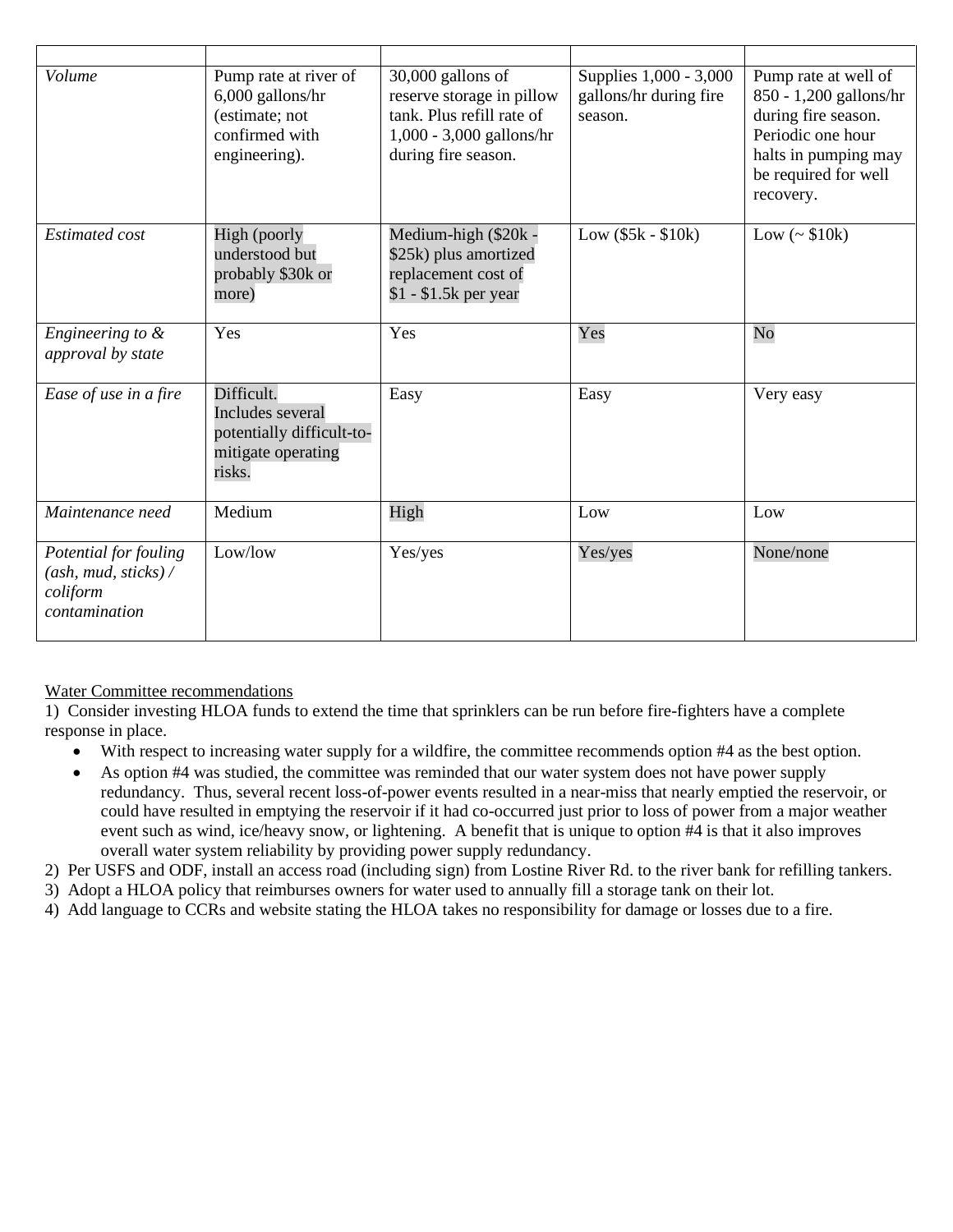| | | | | |
|---|---|---|---|---|
| *Volume* | Pump rate at river of 6,000 gallons/hr (estimate; not confirmed with engineering). | 30,000 gallons of reserve storage in pillow tank. Plus refill rate of 1,000 - 3,000 gallons/hr during fire season. | Supplies 1,000 - 3,000 gallons/hr during fire season. | Pump rate at well of 850 - 1,200 gallons/hr during fire season. Periodic one hour halts in pumping may be required for well recovery. |
| *Estimated cost* | High (poorly understood but probably $30k or more) | Medium-high ($20k - $25k) plus amortized replacement cost of $1 - $1.5k per year | Low ($5k - $10k) | Low (~ $10k) |
| *Engineering to & approval by state* | Yes | Yes | Yes | No |
| *Ease of use in a fire* | Difficult. Includes several potentially difficult-to-mitigate operating risks. | Easy | Easy | Very easy |
| *Maintenance need* | Medium | High | Low | Low |
| *Potential for fouling (ash, mud, sticks) / coliform contamination* | Low/low | Yes/yes | Yes/yes | None/none |

Water Committee recommendations

1) Consider investing HLOA funds to extend the time that sprinklers can be run before fire-fighters have a complete response in place.
   - With respect to increasing water supply for a wildfire, the committee recommends option #4 as the best option.
   - As option #4 was studied, the committee was reminded that our water system does not have power supply redundancy. Thus, several recent loss-of-power events resulted in a near-miss that nearly emptied the reservoir, or could have resulted in emptying the reservoir if it had co-occurred just prior to loss of power from a major weather event such as wind, ice/heavy snow, or lightening. A benefit that is unique to option #4 is that it also improves overall water system reliability by providing power supply redundancy.
2) Per USFS and ODF, install an access road (including sign) from Lostine River Rd. to the river bank for refilling tankers.
3) Adopt a HLOA policy that reimburses owners for water used to annually fill a storage tank on their lot.
4) Add language to CCRs and website stating the HLOA takes no responsibility for damage or losses due to a fire.